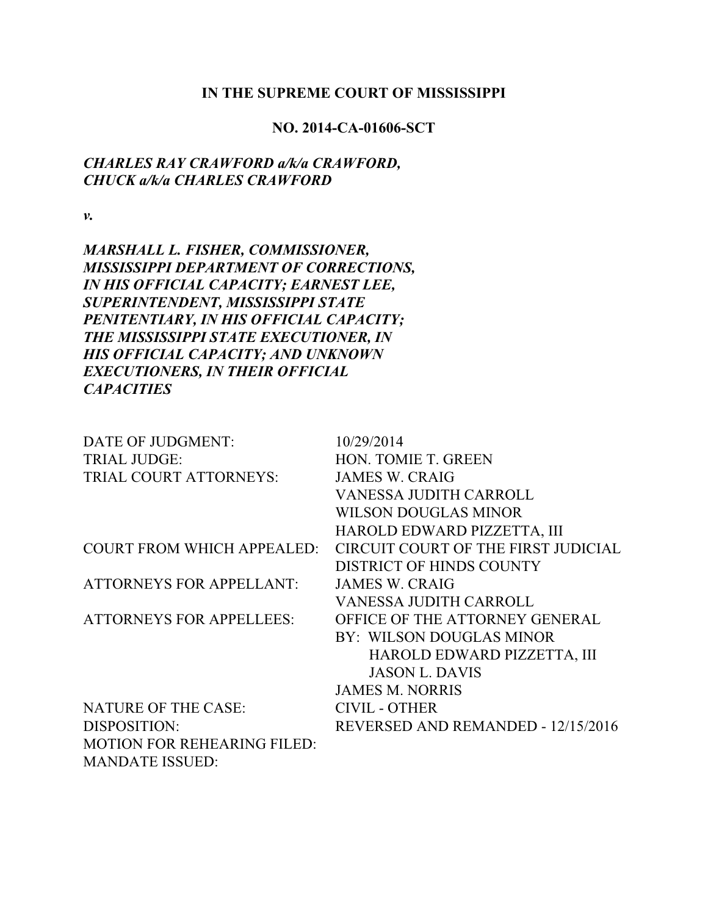**IN THE SUPREME COURT OF MISSISSIPPI**

**NO. 2014-CA-01606-SCT**

***CHARLES RAY CRAWFORD a/k/a CRAWFORD, CHUCK a/k/a CHARLES CRAWFORD***

***v.***

***MARSHALL L. FISHER, COMMISSIONER, MISSISSIPPI DEPARTMENT OF CORRECTIONS, IN HIS OFFICIAL CAPACITY; EARNEST LEE, SUPERINTENDENT, MISSISSIPPI STATE PENITENTIARY, IN HIS OFFICIAL CAPACITY; THE MISSISSIPPI STATE EXECUTIONER, IN HIS OFFICIAL CAPACITY; AND UNKNOWN EXECUTIONERS, IN THEIR OFFICIAL CAPACITIES***

| | |
|---|---|
| DATE OF JUDGMENT: | 10/29/2014 |
| TRIAL JUDGE: | HON. TOMIE T. GREEN |
| TRIAL COURT ATTORNEYS: | JAMES W. CRAIG<br>VANESSA JUDITH CARROLL<br>WILSON DOUGLAS MINOR<br>HAROLD EDWARD PIZZETTA, III |
| COURT FROM WHICH APPEALED: | CIRCUIT COURT OF THE FIRST JUDICIAL DISTRICT OF HINDS COUNTY |
| ATTORNEYS FOR APPELLANT: | JAMES W. CRAIG<br>VANESSA JUDITH CARROLL |
| ATTORNEYS FOR APPELLEES: | OFFICE OF THE ATTORNEY GENERAL<br>BY: WILSON DOUGLAS MINOR<br>HAROLD EDWARD PIZZETTA, III<br>JASON L. DAVIS<br>JAMES M. NORRIS |
| NATURE OF THE CASE: | CIVIL - OTHER |
| DISPOSITION: | REVERSED AND REMANDED - 12/15/2016 |
| MOTION FOR REHEARING FILED: | |
| MANDATE ISSUED: | |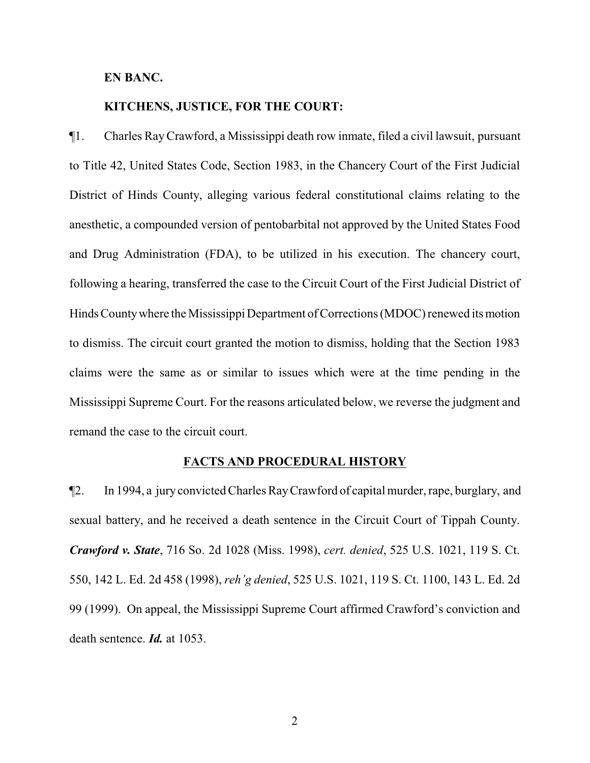**EN BANC.**

**KITCHENS, JUSTICE, FOR THE COURT:**

¶1. Charles Ray Crawford, a Mississippi death row inmate, filed a civil lawsuit, pursuant to Title 42, United States Code, Section 1983, in the Chancery Court of the First Judicial District of Hinds County, alleging various federal constitutional claims relating to the anesthetic, a compounded version of pentobarbital not approved by the United States Food and Drug Administration (FDA), to be utilized in his execution. The chancery court, following a hearing, transferred the case to the Circuit Court of the First Judicial District of Hinds County where the Mississippi Department of Corrections (MDOC) renewed its motion to dismiss. The circuit court granted the motion to dismiss, holding that the Section 1983 claims were the same as or similar to issues which were at the time pending in the Mississippi Supreme Court. For the reasons articulated below, we reverse the judgment and remand the case to the circuit court.

## FACTS AND PROCEDURAL HISTORY

¶2. In 1994, a jury convicted Charles Ray Crawford of capital murder, rape, burglary, and sexual battery, and he received a death sentence in the Circuit Court of Tippah County. ***Crawford v. State***, 716 So. 2d 1028 (Miss. 1998), *cert. denied*, 525 U.S. 1021, 119 S. Ct. 550, 142 L. Ed. 2d 458 (1998), *reh'g denied*, 525 U.S. 1021, 119 S. Ct. 1100, 143 L. Ed. 2d 99 (1999). On appeal, the Mississippi Supreme Court affirmed Crawford's conviction and death sentence. ***Id.*** at 1053.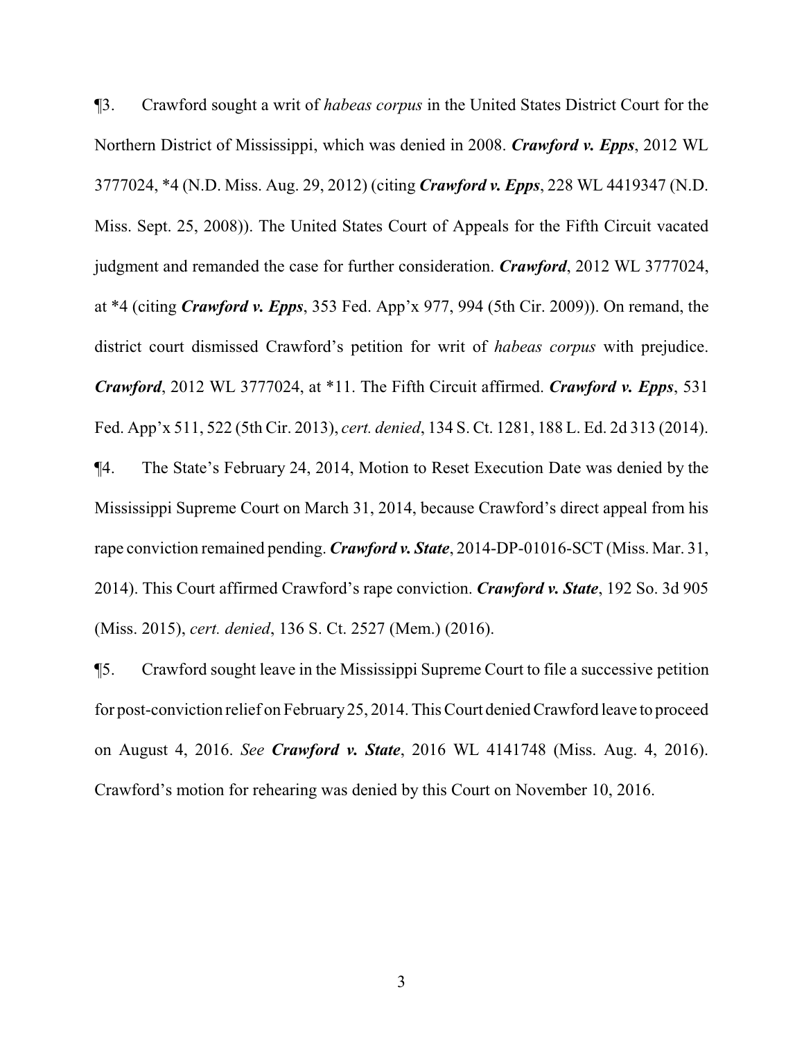¶3. Crawford sought a writ of *habeas corpus* in the United States District Court for the Northern District of Mississippi, which was denied in 2008. ***Crawford v. Epps***, 2012 WL 3777024, *4 (N.D. Miss. Aug. 29, 2012) (citing ***Crawford v. Epps***, 228 WL 4419347 (N.D. Miss. Sept. 25, 2008)). The United States Court of Appeals for the Fifth Circuit vacated judgment and remanded the case for further consideration. ***Crawford***, 2012 WL 3777024, at *4 (citing ***Crawford v. Epps***, 353 Fed. App'x 977, 994 (5th Cir. 2009)). On remand, the district court dismissed Crawford's petition for writ of *habeas corpus* with prejudice. ***Crawford***, 2012 WL 3777024, at *11. The Fifth Circuit affirmed. ***Crawford v. Epps***, 531 Fed. App'x 511, 522 (5th Cir. 2013), *cert. denied*, 134 S. Ct. 1281, 188 L. Ed. 2d 313 (2014).

¶4. The State's February 24, 2014, Motion to Reset Execution Date was denied by the Mississippi Supreme Court on March 31, 2014, because Crawford's direct appeal from his rape conviction remained pending. ***Crawford v. State***, 2014-DP-01016-SCT (Miss. Mar. 31, 2014). This Court affirmed Crawford's rape conviction. ***Crawford v. State***, 192 So. 3d 905 (Miss. 2015), *cert. denied*, 136 S. Ct. 2527 (Mem.) (2016).

¶5. Crawford sought leave in the Mississippi Supreme Court to file a successive petition for post-conviction relief on February 25, 2014. This Court denied Crawford leave to proceed on August 4, 2016. *See* ***Crawford v. State***, 2016 WL 4141748 (Miss. Aug. 4, 2016). Crawford's motion for rehearing was denied by this Court on November 10, 2016.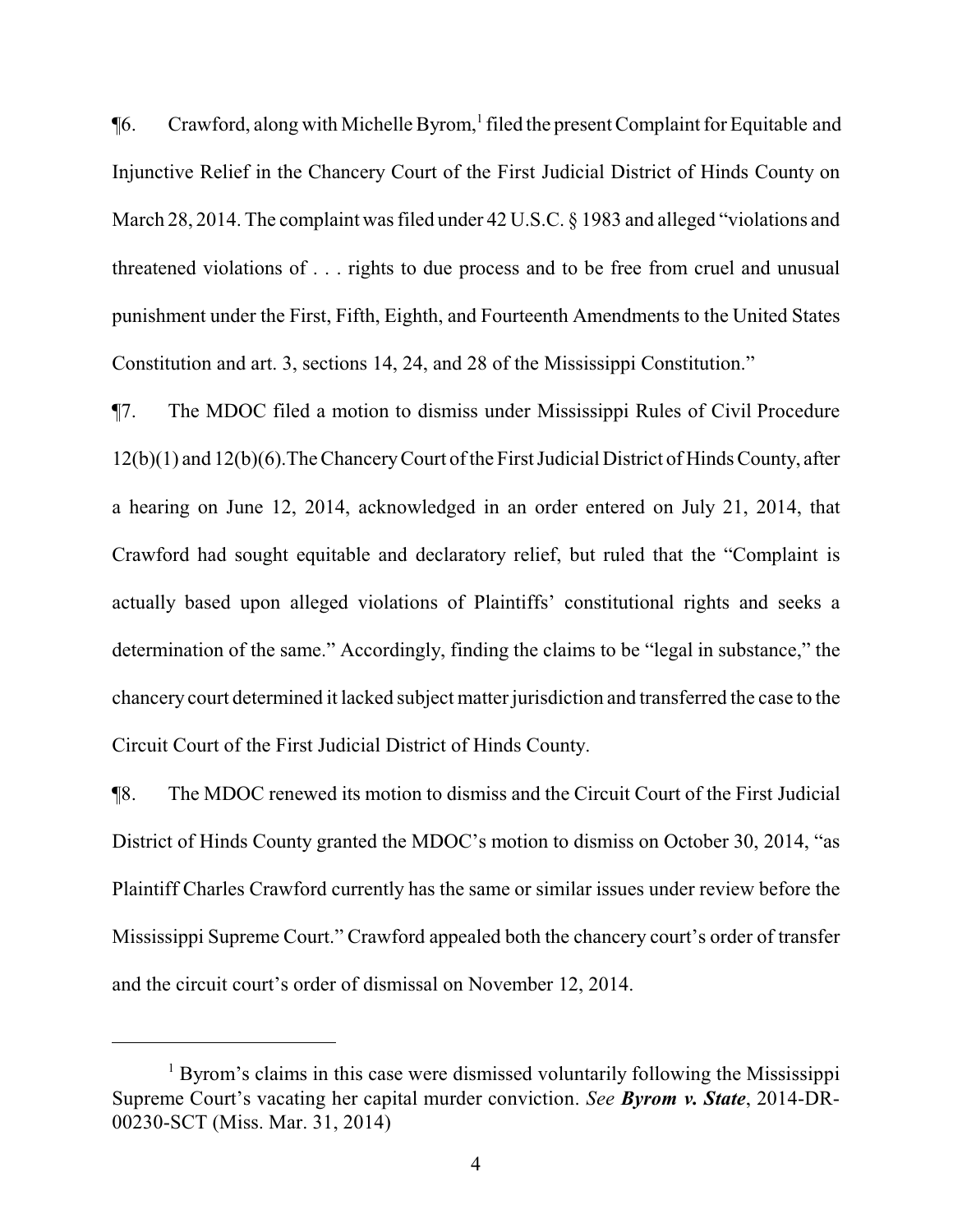¶6. Crawford, along with Michelle Byrom,[1] filed the present Complaint for Equitable and Injunctive Relief in the Chancery Court of the First Judicial District of Hinds County on March 28, 2014. The complaint was filed under 42 U.S.C. § 1983 and alleged "violations and threatened violations of . . . rights to due process and to be free from cruel and unusual punishment under the First, Fifth, Eighth, and Fourteenth Amendments to the United States Constitution and art. 3, sections 14, 24, and 28 of the Mississippi Constitution."

¶7. The MDOC filed a motion to dismiss under Mississippi Rules of Civil Procedure 12(b)(1) and 12(b)(6). The Chancery Court of the First Judicial District of Hinds County, after a hearing on June 12, 2014, acknowledged in an order entered on July 21, 2014, that Crawford had sought equitable and declaratory relief, but ruled that the "Complaint is actually based upon alleged violations of Plaintiffs' constitutional rights and seeks a determination of the same." Accordingly, finding the claims to be "legal in substance," the chancery court determined it lacked subject matter jurisdiction and transferred the case to the Circuit Court of the First Judicial District of Hinds County.

¶8. The MDOC renewed its motion to dismiss and the Circuit Court of the First Judicial District of Hinds County granted the MDOC's motion to dismiss on October 30, 2014, "as Plaintiff Charles Crawford currently has the same or similar issues under review before the Mississippi Supreme Court." Crawford appealed both the chancery court's order of transfer and the circuit court's order of dismissal on November 12, 2014.

---

[1] Byrom's claims in this case were dismissed voluntarily following the Mississippi Supreme Court's vacating her capital murder conviction. *See* ***Byrom v. State***, 2014-DR-00230-SCT (Miss. Mar. 31, 2014)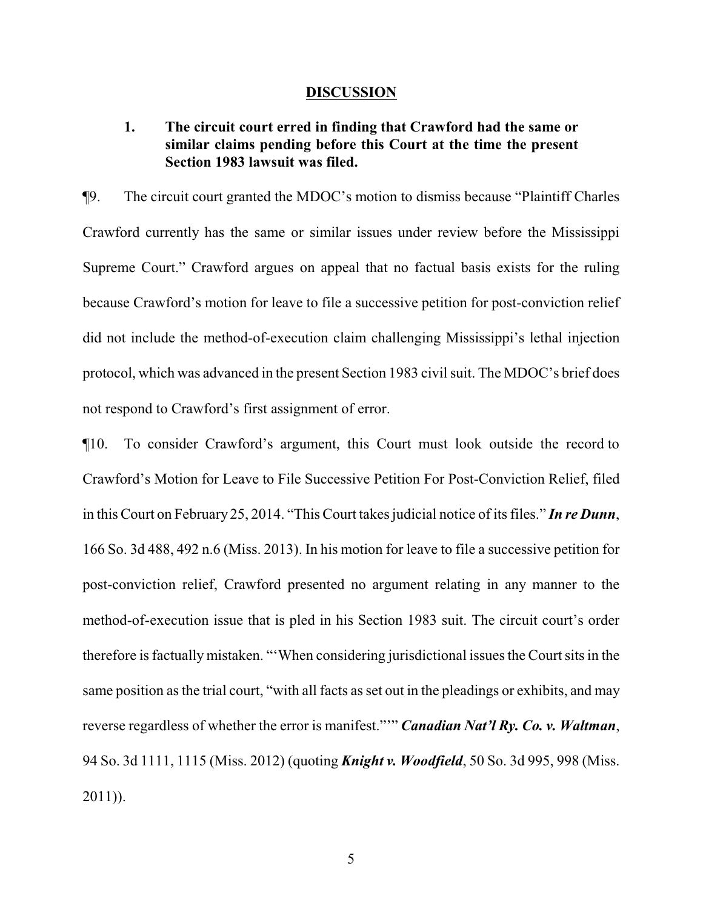## DISCUSSION

### 1. The circuit court erred in finding that Crawford had the same or similar claims pending before this Court at the time the present Section 1983 lawsuit was filed.

¶9. The circuit court granted the MDOC's motion to dismiss because "Plaintiff Charles Crawford currently has the same or similar issues under review before the Mississippi Supreme Court." Crawford argues on appeal that no factual basis exists for the ruling because Crawford's motion for leave to file a successive petition for post-conviction relief did not include the method-of-execution claim challenging Mississippi's lethal injection protocol, which was advanced in the present Section 1983 civil suit. The MDOC's brief does not respond to Crawford's first assignment of error.

¶10. To consider Crawford's argument, this Court must look outside the record to Crawford's Motion for Leave to File Successive Petition For Post-Conviction Relief, filed in this Court on February 25, 2014. "This Court takes judicial notice of its files." ***In re Dunn***, 166 So. 3d 488, 492 n.6 (Miss. 2013). In his motion for leave to file a successive petition for post-conviction relief, Crawford presented no argument relating in any manner to the method-of-execution issue that is pled in his Section 1983 suit. The circuit court's order therefore is factually mistaken. "'When considering jurisdictional issues the Court sits in the same position as the trial court, "with all facts as set out in the pleadings or exhibits, and may reverse regardless of whether the error is manifest."'" ***Canadian Nat'l Ry. Co. v. Waltman***, 94 So. 3d 1111, 1115 (Miss. 2012) (quoting ***Knight v. Woodfield***, 50 So. 3d 995, 998 (Miss. 2011)).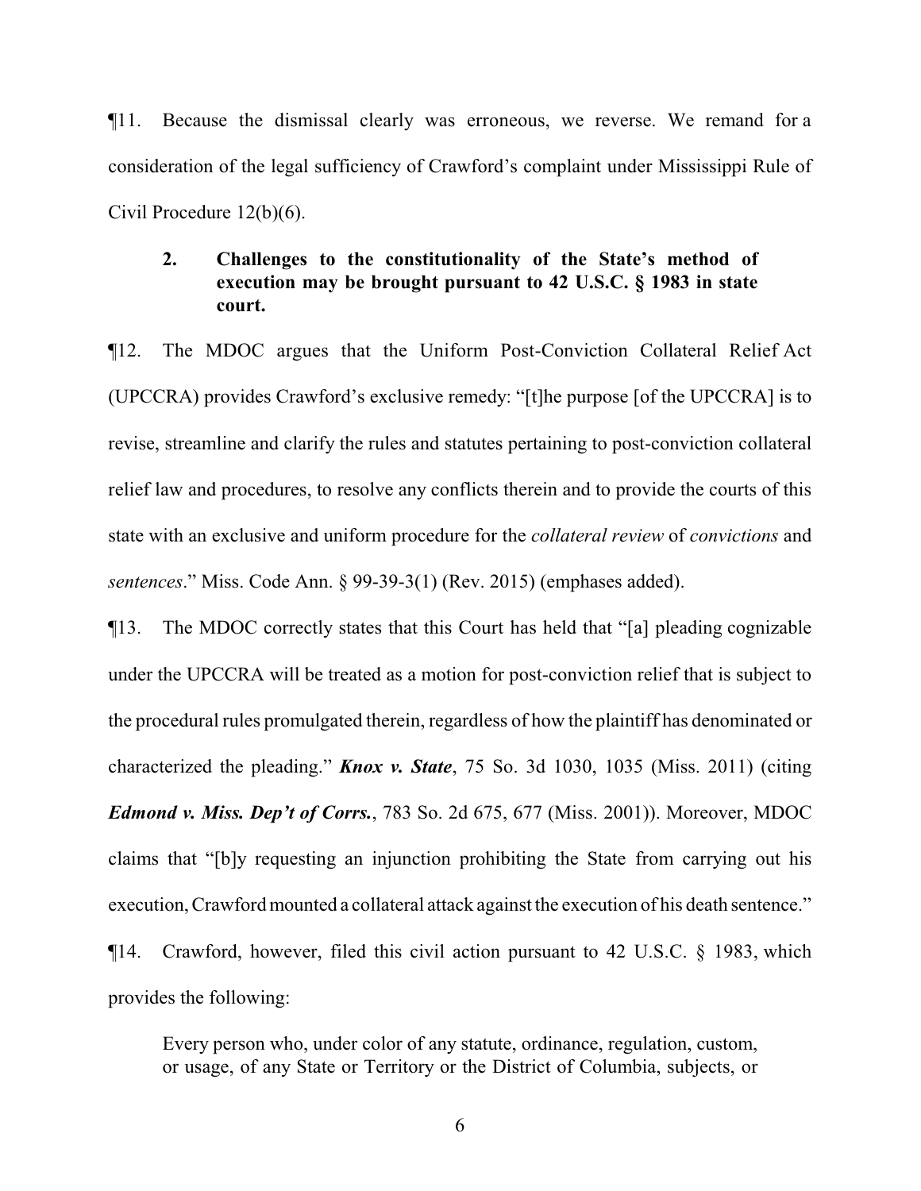¶11. Because the dismissal clearly was erroneous, we reverse. We remand for a consideration of the legal sufficiency of Crawford's complaint under Mississippi Rule of Civil Procedure 12(b)(6).

> **2. Challenges to the constitutionality of the State's method of execution may be brought pursuant to 42 U.S.C. § 1983 in state court.**

¶12. The MDOC argues that the Uniform Post-Conviction Collateral Relief Act (UPCCRA) provides Crawford's exclusive remedy: "[t]he purpose [of the UPCCRA] is to revise, streamline and clarify the rules and statutes pertaining to post-conviction collateral relief law and procedures, to resolve any conflicts therein and to provide the courts of this state with an exclusive and uniform procedure for the *collateral review* of *convictions* and *sentences*." Miss. Code Ann. § 99-39-3(1) (Rev. 2015) (emphases added).

¶13. The MDOC correctly states that this Court has held that "[a] pleading cognizable under the UPCCRA will be treated as a motion for post-conviction relief that is subject to the procedural rules promulgated therein, regardless of how the plaintiff has denominated or characterized the pleading." ***Knox v. State***, 75 So. 3d 1030, 1035 (Miss. 2011) (citing ***Edmond v. Miss. Dep't of Corrs.***, 783 So. 2d 675, 677 (Miss. 2001)). Moreover, MDOC claims that "[b]y requesting an injunction prohibiting the State from carrying out his execution, Crawford mounted a collateral attack against the execution of his death sentence."

¶14. Crawford, however, filed this civil action pursuant to 42 U.S.C. § 1983, which provides the following:

> Every person who, under color of any statute, ordinance, regulation, custom, or usage, of any State or Territory or the District of Columbia, subjects, or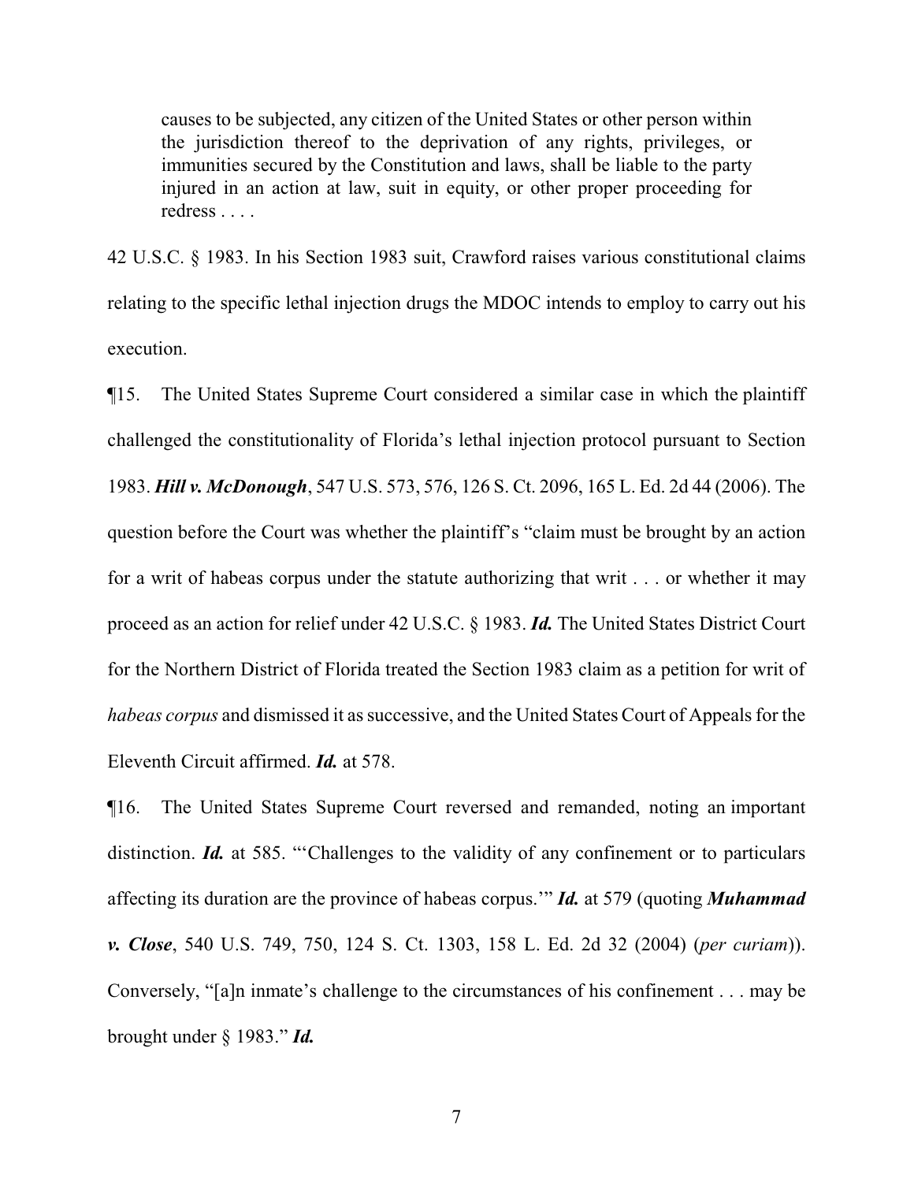> causes to be subjected, any citizen of the United States or other person within the jurisdiction thereof to the deprivation of any rights, privileges, or immunities secured by the Constitution and laws, shall be liable to the party injured in an action at law, suit in equity, or other proper proceeding for redress . . . .

42 U.S.C. § 1983. In his Section 1983 suit, Crawford raises various constitutional claims relating to the specific lethal injection drugs the MDOC intends to employ to carry out his execution.

¶15. The United States Supreme Court considered a similar case in which the plaintiff challenged the constitutionality of Florida's lethal injection protocol pursuant to Section 1983. ***Hill v. McDonough***, 547 U.S. 573, 576, 126 S. Ct. 2096, 165 L. Ed. 2d 44 (2006). The question before the Court was whether the plaintiff's "claim must be brought by an action for a writ of habeas corpus under the statute authorizing that writ . . . or whether it may proceed as an action for relief under 42 U.S.C. § 1983. ***Id.*** The United States District Court for the Northern District of Florida treated the Section 1983 claim as a petition for writ of *habeas corpus* and dismissed it as successive, and the United States Court of Appeals for the Eleventh Circuit affirmed. ***Id.*** at 578.

¶16. The United States Supreme Court reversed and remanded, noting an important distinction. ***Id.*** at 585. "'Challenges to the validity of any confinement or to particulars affecting its duration are the province of habeas corpus.'" ***Id.*** at 579 (quoting ***Muhammad v. Close***, 540 U.S. 749, 750, 124 S. Ct. 1303, 158 L. Ed. 2d 32 (2004) (*per curiam*)). Conversely, "[a]n inmate's challenge to the circumstances of his confinement . . . may be brought under § 1983." ***Id.***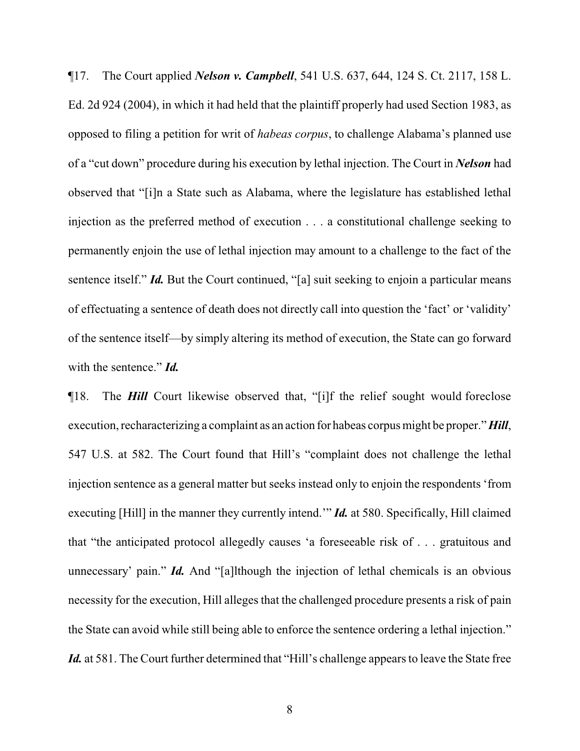¶17. The Court applied ***Nelson v. Campbell***, 541 U.S. 637, 644, 124 S. Ct. 2117, 158 L. Ed. 2d 924 (2004), in which it had held that the plaintiff properly had used Section 1983, as opposed to filing a petition for writ of *habeas corpus*, to challenge Alabama's planned use of a "cut down" procedure during his execution by lethal injection. The Court in ***Nelson*** had observed that "[i]n a State such as Alabama, where the legislature has established lethal injection as the preferred method of execution . . . a constitutional challenge seeking to permanently enjoin the use of lethal injection may amount to a challenge to the fact of the sentence itself." ***Id.*** But the Court continued, "[a] suit seeking to enjoin a particular means of effectuating a sentence of death does not directly call into question the 'fact' or 'validity' of the sentence itself—by simply altering its method of execution, the State can go forward with the sentence." ***Id.***

¶18. The ***Hill*** Court likewise observed that, "[i]f the relief sought would foreclose execution, recharacterizing a complaint as an action for habeas corpus might be proper." ***Hill***, 547 U.S. at 582. The Court found that Hill's "complaint does not challenge the lethal injection sentence as a general matter but seeks instead only to enjoin the respondents 'from executing [Hill] in the manner they currently intend.'" ***Id.*** at 580. Specifically, Hill claimed that "the anticipated protocol allegedly causes 'a foreseeable risk of . . . gratuitous and unnecessary' pain." ***Id.*** And "[a]lthough the injection of lethal chemicals is an obvious necessity for the execution, Hill alleges that the challenged procedure presents a risk of pain the State can avoid while still being able to enforce the sentence ordering a lethal injection." ***Id.*** at 581. The Court further determined that "Hill's challenge appears to leave the State free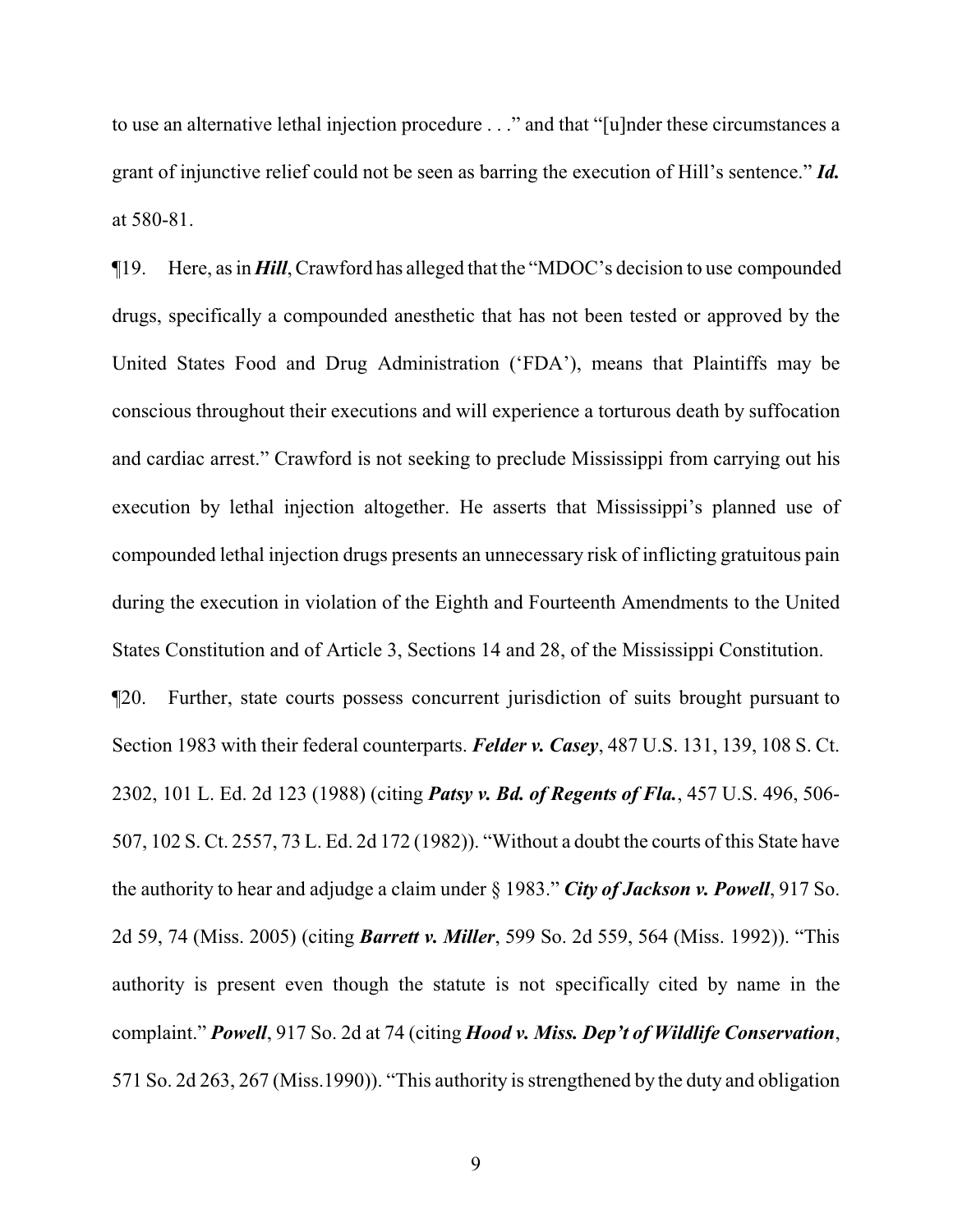to use an alternative lethal injection procedure . . ." and that "[u]nder these circumstances a grant of injunctive relief could not be seen as barring the execution of Hill's sentence." ***Id.*** at 580-81.

¶19. Here, as in ***Hill***, Crawford has alleged that the "MDOC's decision to use compounded drugs, specifically a compounded anesthetic that has not been tested or approved by the United States Food and Drug Administration ('FDA'), means that Plaintiffs may be conscious throughout their executions and will experience a torturous death by suffocation and cardiac arrest." Crawford is not seeking to preclude Mississippi from carrying out his execution by lethal injection altogether. He asserts that Mississippi's planned use of compounded lethal injection drugs presents an unnecessary risk of inflicting gratuitous pain during the execution in violation of the Eighth and Fourteenth Amendments to the United States Constitution and of Article 3, Sections 14 and 28, of the Mississippi Constitution.

¶20. Further, state courts possess concurrent jurisdiction of suits brought pursuant to Section 1983 with their federal counterparts. ***Felder v. Casey***, 487 U.S. 131, 139, 108 S. Ct. 2302, 101 L. Ed. 2d 123 (1988) (citing ***Patsy v. Bd. of Regents of Fla.***, 457 U.S. 496, 506-507, 102 S. Ct. 2557, 73 L. Ed. 2d 172 (1982)). "Without a doubt the courts of this State have the authority to hear and adjudge a claim under § 1983." ***City of Jackson v. Powell***, 917 So. 2d 59, 74 (Miss. 2005) (citing ***Barrett v. Miller***, 599 So. 2d 559, 564 (Miss. 1992)). "This authority is present even though the statute is not specifically cited by name in the complaint." ***Powell***, 917 So. 2d at 74 (citing ***Hood v. Miss. Dep't of Wildlife Conservation***, 571 So. 2d 263, 267 (Miss.1990)). "This authority is strengthened by the duty and obligation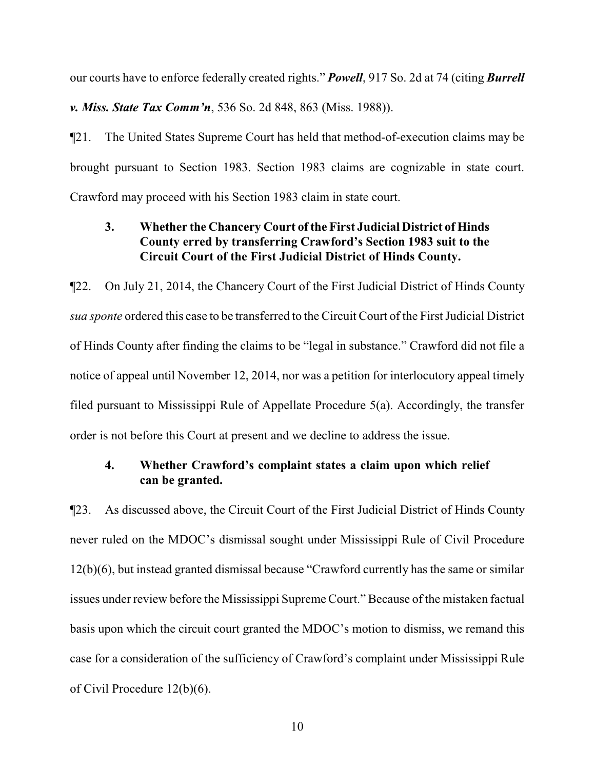our courts have to enforce federally created rights." ***Powell***, 917 So. 2d at 74 (citing ***Burrell v. Miss. State Tax Comm'n***, 536 So. 2d 848, 863 (Miss. 1988)).

¶21. The United States Supreme Court has held that method-of-execution claims may be brought pursuant to Section 1983. Section 1983 claims are cognizable in state court. Crawford may proceed with his Section 1983 claim in state court.

### 3. Whether the Chancery Court of the First Judicial District of Hinds County erred by transferring Crawford's Section 1983 suit to the Circuit Court of the First Judicial District of Hinds County.

¶22. On July 21, 2014, the Chancery Court of the First Judicial District of Hinds County *sua sponte* ordered this case to be transferred to the Circuit Court of the First Judicial District of Hinds County after finding the claims to be "legal in substance." Crawford did not file a notice of appeal until November 12, 2014, nor was a petition for interlocutory appeal timely filed pursuant to Mississippi Rule of Appellate Procedure 5(a). Accordingly, the transfer order is not before this Court at present and we decline to address the issue.

### 4. Whether Crawford's complaint states a claim upon which relief can be granted.

¶23. As discussed above, the Circuit Court of the First Judicial District of Hinds County never ruled on the MDOC's dismissal sought under Mississippi Rule of Civil Procedure 12(b)(6), but instead granted dismissal because "Crawford currently has the same or similar issues under review before the Mississippi Supreme Court." Because of the mistaken factual basis upon which the circuit court granted the MDOC's motion to dismiss, we remand this case for a consideration of the sufficiency of Crawford's complaint under Mississippi Rule of Civil Procedure 12(b)(6).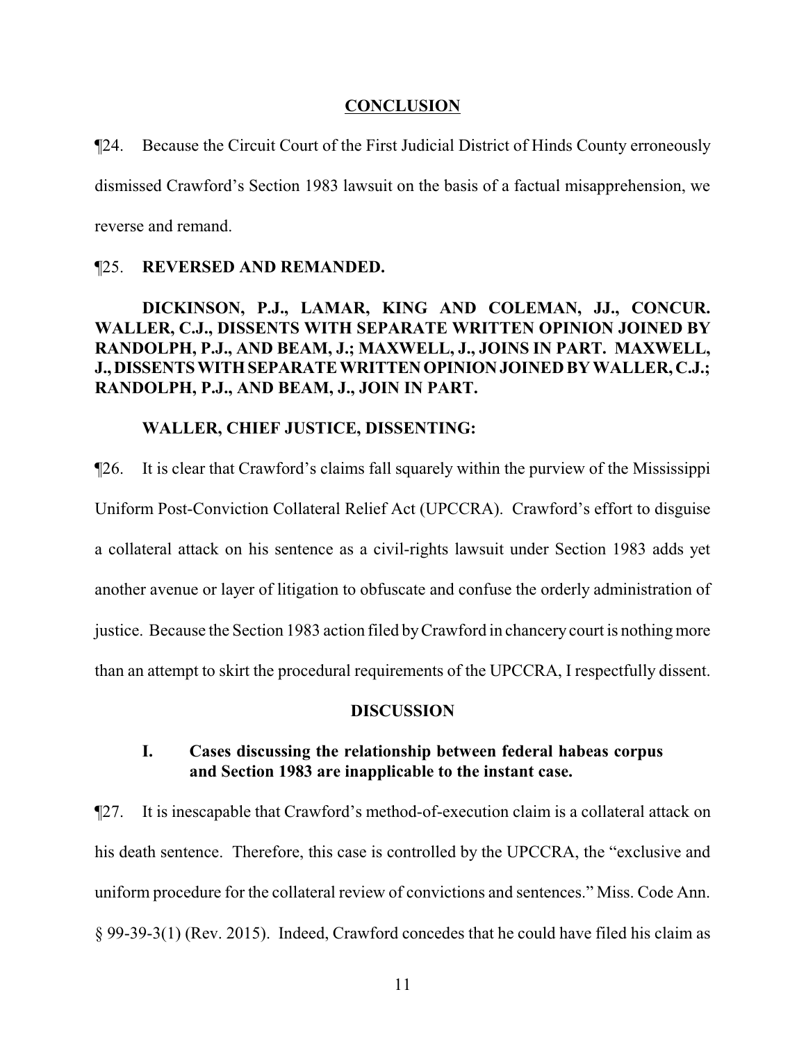## CONCLUSION

¶24. Because the Circuit Court of the First Judicial District of Hinds County erroneously dismissed Crawford's Section 1983 lawsuit on the basis of a factual misapprehension, we reverse and remand.

¶25. **REVERSED AND REMANDED.**

**DICKINSON, P.J., LAMAR, KING AND COLEMAN, JJ., CONCUR. WALLER, C.J., DISSENTS WITH SEPARATE WRITTEN OPINION JOINED BY RANDOLPH, P.J., AND BEAM, J.; MAXWELL, J., JOINS IN PART. MAXWELL, J., DISSENTS WITH SEPARATE WRITTEN OPINION JOINED BY WALLER, C.J.; RANDOLPH, P.J., AND BEAM, J., JOIN IN PART.**

**WALLER, CHIEF JUSTICE, DISSENTING:**

¶26. It is clear that Crawford's claims fall squarely within the purview of the Mississippi Uniform Post-Conviction Collateral Relief Act (UPCCRA). Crawford's effort to disguise a collateral attack on his sentence as a civil-rights lawsuit under Section 1983 adds yet another avenue or layer of litigation to obfuscate and confuse the orderly administration of justice. Because the Section 1983 action filed by Crawford in chancery court is nothing more than an attempt to skirt the procedural requirements of the UPCCRA, I respectfully dissent.

## DISCUSSION

### I. Cases discussing the relationship between federal habeas corpus and Section 1983 are inapplicable to the instant case.

¶27. It is inescapable that Crawford's method-of-execution claim is a collateral attack on his death sentence. Therefore, this case is controlled by the UPCCRA, the "exclusive and uniform procedure for the collateral review of convictions and sentences." Miss. Code Ann. § 99-39-3(1) (Rev. 2015). Indeed, Crawford concedes that he could have filed his claim as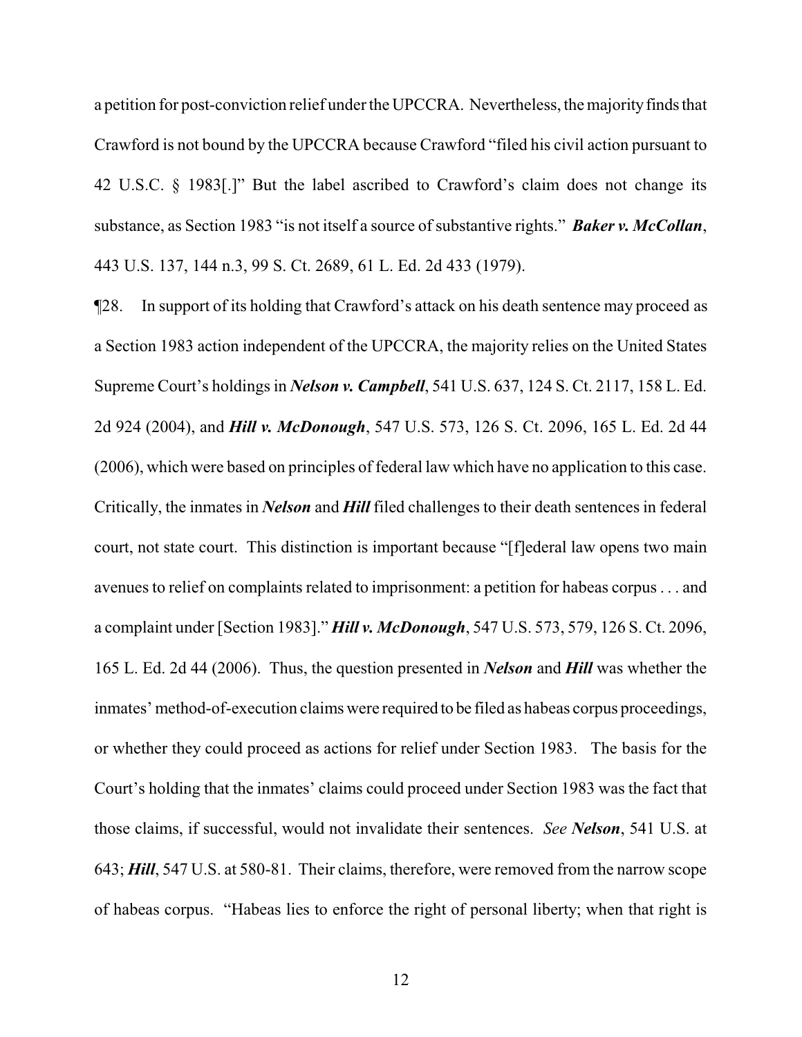a petition for post-conviction relief under the UPCCRA. Nevertheless, the majority finds that Crawford is not bound by the UPCCRA because Crawford "filed his civil action pursuant to 42 U.S.C. § 1983[.]" But the label ascribed to Crawford's claim does not change its substance, as Section 1983 "is not itself a source of substantive rights." ***Baker v. McCollan***, 443 U.S. 137, 144 n.3, 99 S. Ct. 2689, 61 L. Ed. 2d 433 (1979).

¶28. In support of its holding that Crawford's attack on his death sentence may proceed as a Section 1983 action independent of the UPCCRA, the majority relies on the United States Supreme Court's holdings in ***Nelson v. Campbell***, 541 U.S. 637, 124 S. Ct. 2117, 158 L. Ed. 2d 924 (2004), and ***Hill v. McDonough***, 547 U.S. 573, 126 S. Ct. 2096, 165 L. Ed. 2d 44 (2006), which were based on principles of federal law which have no application to this case. Critically, the inmates in ***Nelson*** and ***Hill*** filed challenges to their death sentences in federal court, not state court. This distinction is important because "[f]ederal law opens two main avenues to relief on complaints related to imprisonment: a petition for habeas corpus . . . and a complaint under [Section 1983]." ***Hill v. McDonough***, 547 U.S. 573, 579, 126 S. Ct. 2096, 165 L. Ed. 2d 44 (2006). Thus, the question presented in ***Nelson*** and ***Hill*** was whether the inmates' method-of-execution claims were required to be filed as habeas corpus proceedings, or whether they could proceed as actions for relief under Section 1983. The basis for the Court's holding that the inmates' claims could proceed under Section 1983 was the fact that those claims, if successful, would not invalidate their sentences. *See* ***Nelson***, 541 U.S. at 643; ***Hill***, 547 U.S. at 580-81. Their claims, therefore, were removed from the narrow scope of habeas corpus. "Habeas lies to enforce the right of personal liberty; when that right is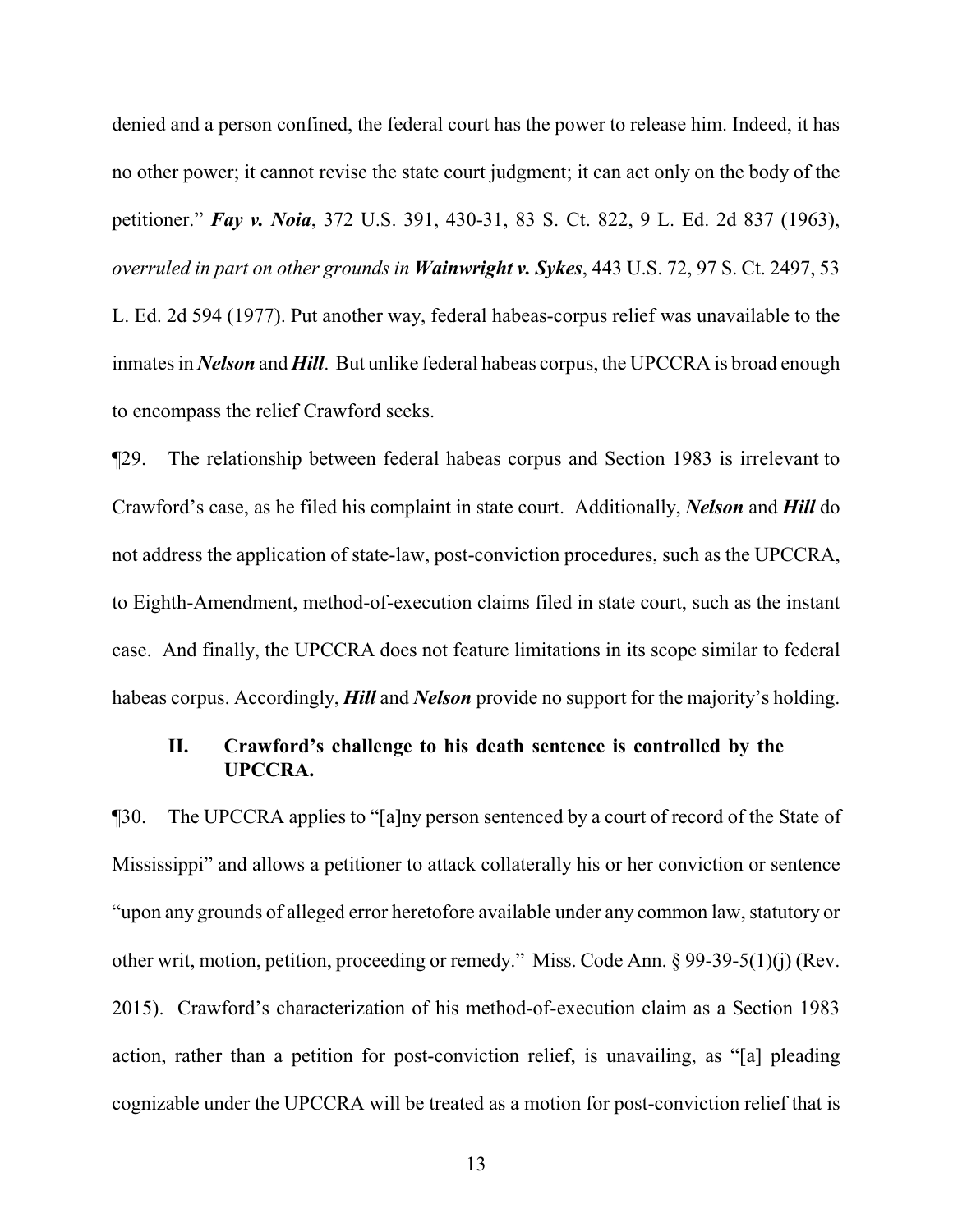denied and a person confined, the federal court has the power to release him. Indeed, it has no other power; it cannot revise the state court judgment; it can act only on the body of the petitioner." ***Fay v. Noia***, 372 U.S. 391, 430-31, 83 S. Ct. 822, 9 L. Ed. 2d 837 (1963), *overruled in part on other grounds in **Wainwright v. Sykes***, 443 U.S. 72, 97 S. Ct. 2497, 53 L. Ed. 2d 594 (1977). Put another way, federal habeas-corpus relief was unavailable to the inmates in ***Nelson*** and ***Hill***. But unlike federal habeas corpus, the UPCCRA is broad enough to encompass the relief Crawford seeks.

¶29. The relationship between federal habeas corpus and Section 1983 is irrelevant to Crawford's case, as he filed his complaint in state court. Additionally, ***Nelson*** and ***Hill*** do not address the application of state-law, post-conviction procedures, such as the UPCCRA, to Eighth-Amendment, method-of-execution claims filed in state court, such as the instant case. And finally, the UPCCRA does not feature limitations in its scope similar to federal habeas corpus. Accordingly, ***Hill*** and ***Nelson*** provide no support for the majority's holding.

## II. Crawford's challenge to his death sentence is controlled by the UPCCRA.

¶30. The UPCCRA applies to "[a]ny person sentenced by a court of record of the State of Mississippi" and allows a petitioner to attack collaterally his or her conviction or sentence "upon any grounds of alleged error heretofore available under any common law, statutory or other writ, motion, petition, proceeding or remedy." Miss. Code Ann. § 99-39-5(1)(j) (Rev. 2015). Crawford's characterization of his method-of-execution claim as a Section 1983 action, rather than a petition for post-conviction relief, is unavailing, as "[a] pleading cognizable under the UPCCRA will be treated as a motion for post-conviction relief that is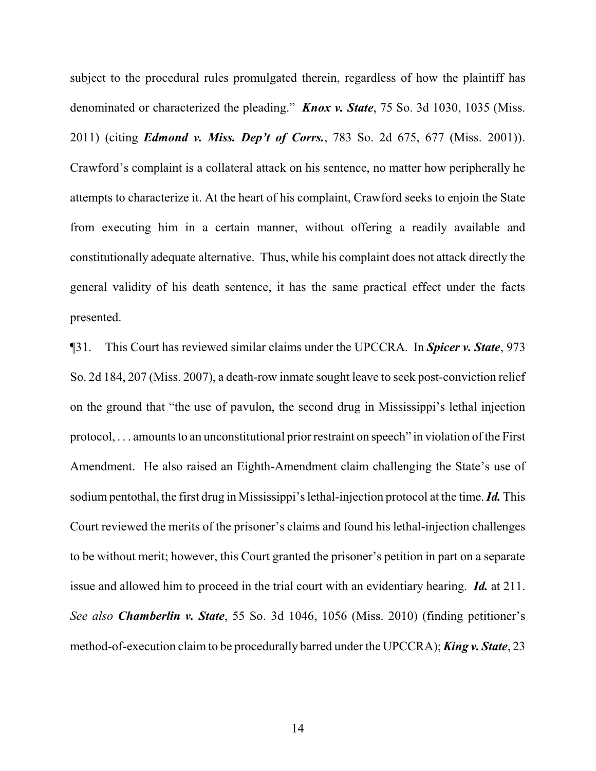subject to the procedural rules promulgated therein, regardless of how the plaintiff has denominated or characterized the pleading." ***Knox v. State***, 75 So. 3d 1030, 1035 (Miss. 2011) (citing ***Edmond v. Miss. Dep't of Corrs.***, 783 So. 2d 675, 677 (Miss. 2001)). Crawford's complaint is a collateral attack on his sentence, no matter how peripherally he attempts to characterize it. At the heart of his complaint, Crawford seeks to enjoin the State from executing him in a certain manner, without offering a readily available and constitutionally adequate alternative. Thus, while his complaint does not attack directly the general validity of his death sentence, it has the same practical effect under the facts presented.

¶31. This Court has reviewed similar claims under the UPCCRA. In ***Spicer v. State***, 973 So. 2d 184, 207 (Miss. 2007), a death-row inmate sought leave to seek post-conviction relief on the ground that "the use of pavulon, the second drug in Mississippi's lethal injection protocol, . . . amounts to an unconstitutional prior restraint on speech" in violation of the First Amendment. He also raised an Eighth-Amendment claim challenging the State's use of sodium pentothal, the first drug in Mississippi's lethal-injection protocol at the time. ***Id.*** This Court reviewed the merits of the prisoner's claims and found his lethal-injection challenges to be without merit; however, this Court granted the prisoner's petition in part on a separate issue and allowed him to proceed in the trial court with an evidentiary hearing. ***Id.*** at 211. *See also* ***Chamberlin v. State***, 55 So. 3d 1046, 1056 (Miss. 2010) (finding petitioner's method-of-execution claim to be procedurally barred under the UPCCRA); ***King v. State***, 23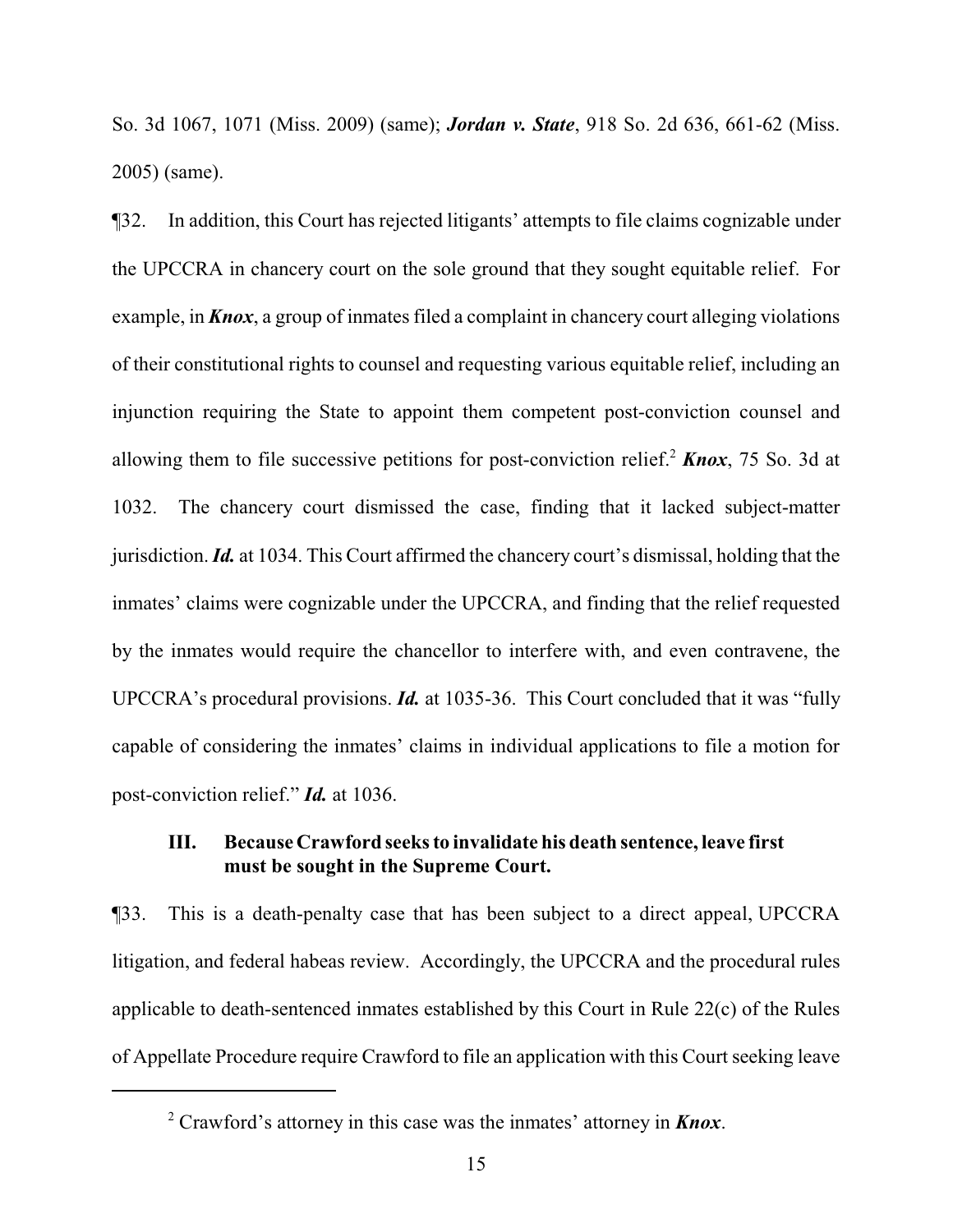So. 3d 1067, 1071 (Miss. 2009) (same); ***Jordan v. State***, 918 So. 2d 636, 661-62 (Miss. 2005) (same).

¶32. In addition, this Court has rejected litigants' attempts to file claims cognizable under the UPCCRA in chancery court on the sole ground that they sought equitable relief. For example, in ***Knox***, a group of inmates filed a complaint in chancery court alleging violations of their constitutional rights to counsel and requesting various equitable relief, including an injunction requiring the State to appoint them competent post-conviction counsel and allowing them to file successive petitions for post-conviction relief.[2] ***Knox***, 75 So. 3d at 1032. The chancery court dismissed the case, finding that it lacked subject-matter jurisdiction. ***Id.*** at 1034. This Court affirmed the chancery court's dismissal, holding that the inmates' claims were cognizable under the UPCCRA, and finding that the relief requested by the inmates would require the chancellor to interfere with, and even contravene, the UPCCRA's procedural provisions. ***Id.*** at 1035-36. This Court concluded that it was "fully capable of considering the inmates' claims in individual applications to file a motion for post-conviction relief." ***Id.*** at 1036.

### III. Because Crawford seeks to invalidate his death sentence, leave first must be sought in the Supreme Court.

¶33. This is a death-penalty case that has been subject to a direct appeal, UPCCRA litigation, and federal habeas review. Accordingly, the UPCCRA and the procedural rules applicable to death-sentenced inmates established by this Court in Rule 22(c) of the Rules of Appellate Procedure require Crawford to file an application with this Court seeking leave

---

[2] Crawford's attorney in this case was the inmates' attorney in ***Knox***.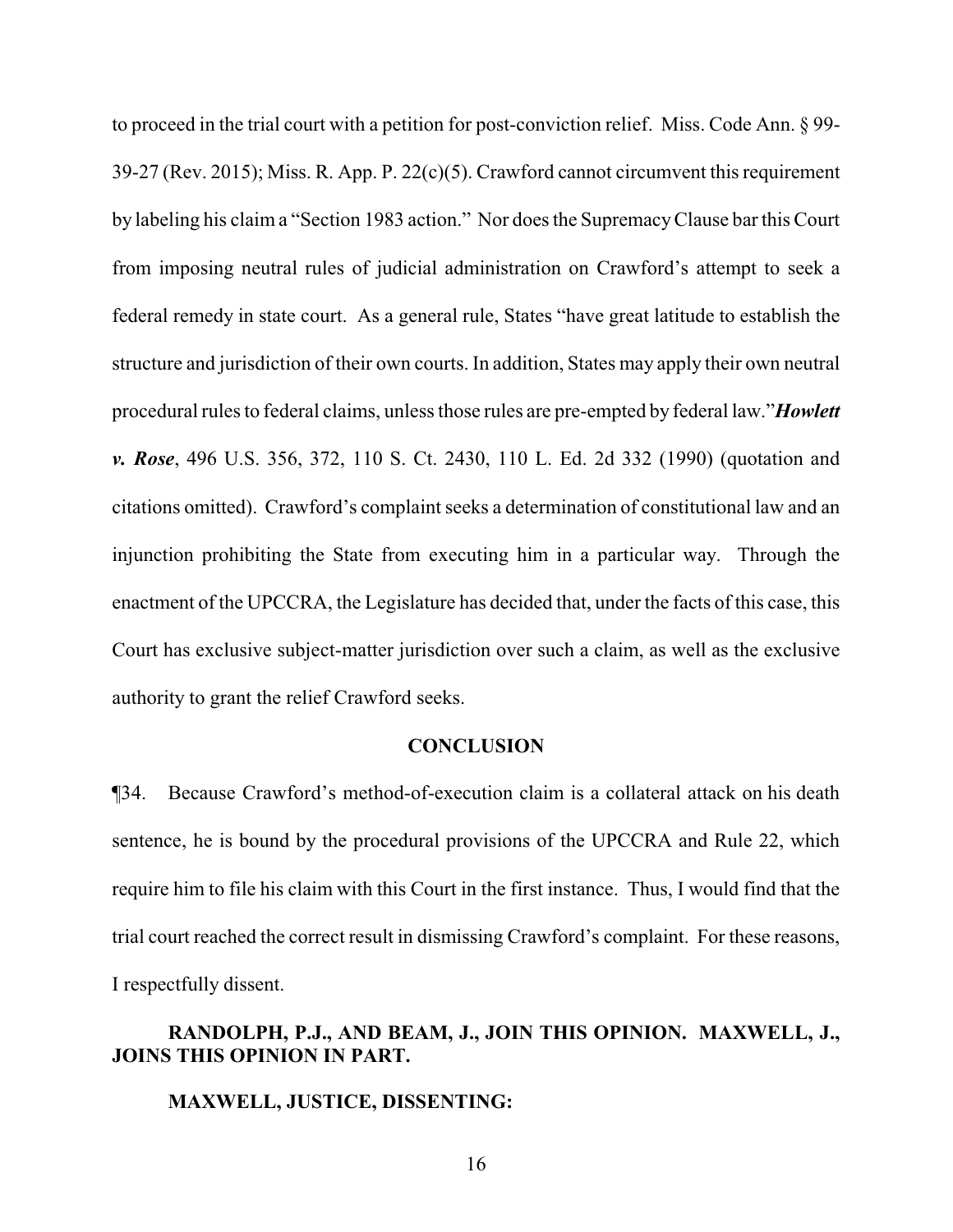to proceed in the trial court with a petition for post-conviction relief. Miss. Code Ann. § 99-39-27 (Rev. 2015); Miss. R. App. P. 22(c)(5). Crawford cannot circumvent this requirement by labeling his claim a "Section 1983 action." Nor does the Supremacy Clause bar this Court from imposing neutral rules of judicial administration on Crawford's attempt to seek a federal remedy in state court. As a general rule, States "have great latitude to establish the structure and jurisdiction of their own courts. In addition, States may apply their own neutral procedural rules to federal claims, unless those rules are pre-empted by federal law."***Howlett v. Rose***, 496 U.S. 356, 372, 110 S. Ct. 2430, 110 L. Ed. 2d 332 (1990) (quotation and citations omitted). Crawford's complaint seeks a determination of constitutional law and an injunction prohibiting the State from executing him in a particular way. Through the enactment of the UPCCRA, the Legislature has decided that, under the facts of this case, this Court has exclusive subject-matter jurisdiction over such a claim, as well as the exclusive authority to grant the relief Crawford seeks.

## CONCLUSION

¶34. Because Crawford's method-of-execution claim is a collateral attack on his death sentence, he is bound by the procedural provisions of the UPCCRA and Rule 22, which require him to file his claim with this Court in the first instance. Thus, I would find that the trial court reached the correct result in dismissing Crawford's complaint. For these reasons, I respectfully dissent.

**RANDOLPH, P.J., AND BEAM, J., JOIN THIS OPINION. MAXWELL, J., JOINS THIS OPINION IN PART.**

**MAXWELL, JUSTICE, DISSENTING:**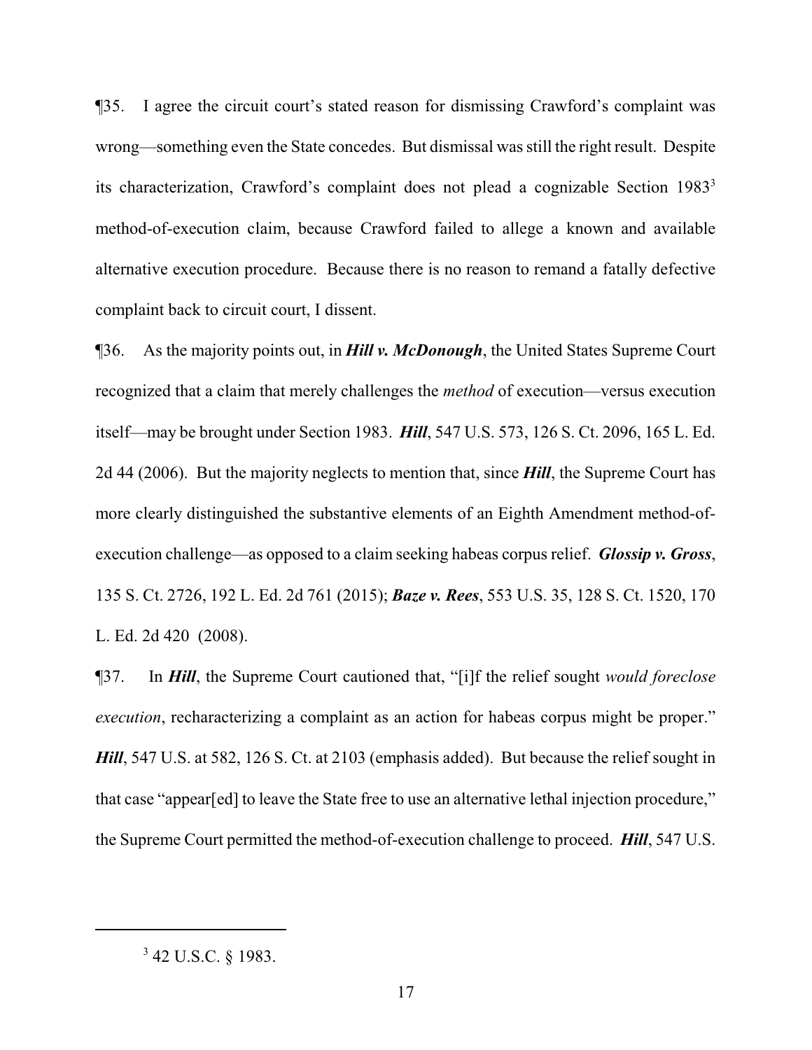¶35. I agree the circuit court's stated reason for dismissing Crawford's complaint was wrong—something even the State concedes. But dismissal was still the right result. Despite its characterization, Crawford's complaint does not plead a cognizable Section 1983[3] method-of-execution claim, because Crawford failed to allege a known and available alternative execution procedure. Because there is no reason to remand a fatally defective complaint back to circuit court, I dissent.

¶36. As the majority points out, in ***Hill v. McDonough***, the United States Supreme Court recognized that a claim that merely challenges the *method* of execution—versus execution itself—may be brought under Section 1983. ***Hill***, 547 U.S. 573, 126 S. Ct. 2096, 165 L. Ed. 2d 44 (2006). But the majority neglects to mention that, since ***Hill***, the Supreme Court has more clearly distinguished the substantive elements of an Eighth Amendment method-of-execution challenge—as opposed to a claim seeking habeas corpus relief. ***Glossip v. Gross***, 135 S. Ct. 2726, 192 L. Ed. 2d 761 (2015); ***Baze v. Rees***, 553 U.S. 35, 128 S. Ct. 1520, 170 L. Ed. 2d 420 (2008).

¶37. In ***Hill***, the Supreme Court cautioned that, "[i]f the relief sought *would foreclose execution*, recharacterizing a complaint as an action for habeas corpus might be proper." ***Hill***, 547 U.S. at 582, 126 S. Ct. at 2103 (emphasis added). But because the relief sought in that case "appear[ed] to leave the State free to use an alternative lethal injection procedure," the Supreme Court permitted the method-of-execution challenge to proceed. ***Hill***, 547 U.S.

[3] 42 U.S.C. § 1983.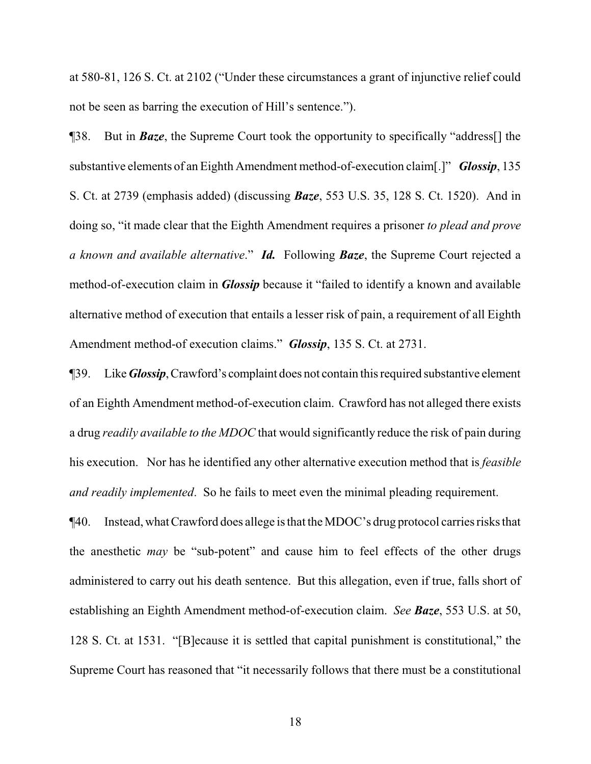at 580-81, 126 S. Ct. at 2102 ("Under these circumstances a grant of injunctive relief could not be seen as barring the execution of Hill's sentence.").

¶38. But in ***Baze***, the Supreme Court took the opportunity to specifically "address[] the substantive elements of an Eighth Amendment method-of-execution claim[.]" ***Glossip***, 135 S. Ct. at 2739 (emphasis added) (discussing ***Baze***, 553 U.S. 35, 128 S. Ct. 1520). And in doing so, "it made clear that the Eighth Amendment requires a prisoner *to plead and prove a known and available alternative*." ***Id.*** Following ***Baze***, the Supreme Court rejected a method-of-execution claim in ***Glossip*** because it "failed to identify a known and available alternative method of execution that entails a lesser risk of pain, a requirement of all Eighth Amendment method-of execution claims." ***Glossip***, 135 S. Ct. at 2731.

¶39. Like ***Glossip***, Crawford's complaint does not contain this required substantive element of an Eighth Amendment method-of-execution claim. Crawford has not alleged there exists a drug *readily available to the MDOC* that would significantly reduce the risk of pain during his execution. Nor has he identified any other alternative execution method that is *feasible and readily implemented*. So he fails to meet even the minimal pleading requirement.

¶40. Instead, what Crawford does allege is that the MDOC's drug protocol carries risks that the anesthetic *may* be "sub-potent" and cause him to feel effects of the other drugs administered to carry out his death sentence. But this allegation, even if true, falls short of establishing an Eighth Amendment method-of-execution claim. *See* ***Baze***, 553 U.S. at 50, 128 S. Ct. at 1531. "[B]ecause it is settled that capital punishment is constitutional," the Supreme Court has reasoned that "it necessarily follows that there must be a constitutional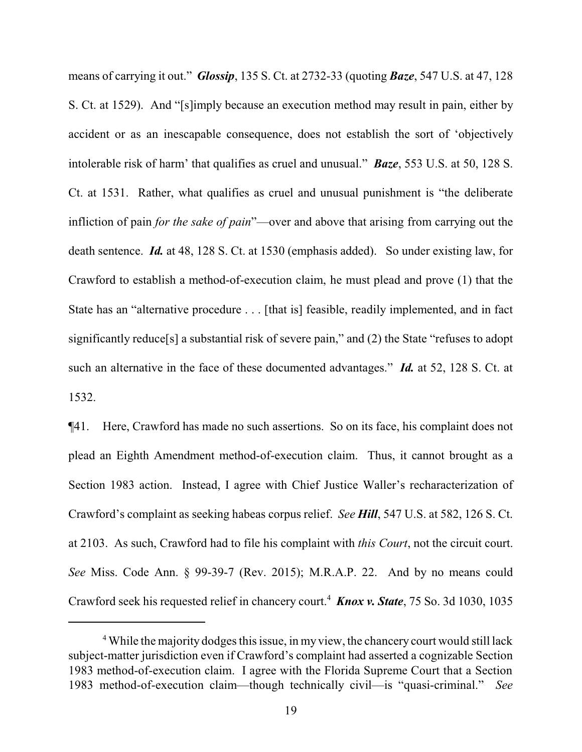means of carrying it out." ***Glossip***, 135 S. Ct. at 2732-33 (quoting ***Baze***, 547 U.S. at 47, 128 S. Ct. at 1529). And "[s]imply because an execution method may result in pain, either by accident or as an inescapable consequence, does not establish the sort of 'objectively intolerable risk of harm' that qualifies as cruel and unusual." ***Baze***, 553 U.S. at 50, 128 S. Ct. at 1531. Rather, what qualifies as cruel and unusual punishment is "the deliberate infliction of pain *for the sake of pain*"—over and above that arising from carrying out the death sentence. ***Id.*** at 48, 128 S. Ct. at 1530 (emphasis added). So under existing law, for Crawford to establish a method-of-execution claim, he must plead and prove (1) that the State has an "alternative procedure . . . [that is] feasible, readily implemented, and in fact significantly reduce[s] a substantial risk of severe pain," and (2) the State "refuses to adopt such an alternative in the face of these documented advantages." ***Id.*** at 52, 128 S. Ct. at 1532.

¶41. Here, Crawford has made no such assertions. So on its face, his complaint does not plead an Eighth Amendment method-of-execution claim. Thus, it cannot brought as a Section 1983 action. Instead, I agree with Chief Justice Waller's recharacterization of Crawford's complaint as seeking habeas corpus relief. *See* ***Hill***, 547 U.S. at 582, 126 S. Ct. at 2103. As such, Crawford had to file his complaint with *this Court*, not the circuit court. *See* Miss. Code Ann. § 99-39-7 (Rev. 2015); M.R.A.P. 22. And by no means could Crawford seek his requested relief in chancery court.[4] ***Knox v. State***, 75 So. 3d 1030, 1035

---

[4] While the majority dodges this issue, in my view, the chancery court would still lack subject-matter jurisdiction even if Crawford's complaint had asserted a cognizable Section 1983 method-of-execution claim. I agree with the Florida Supreme Court that a Section 1983 method-of-execution claim—though technically civil—is "quasi-criminal." *See*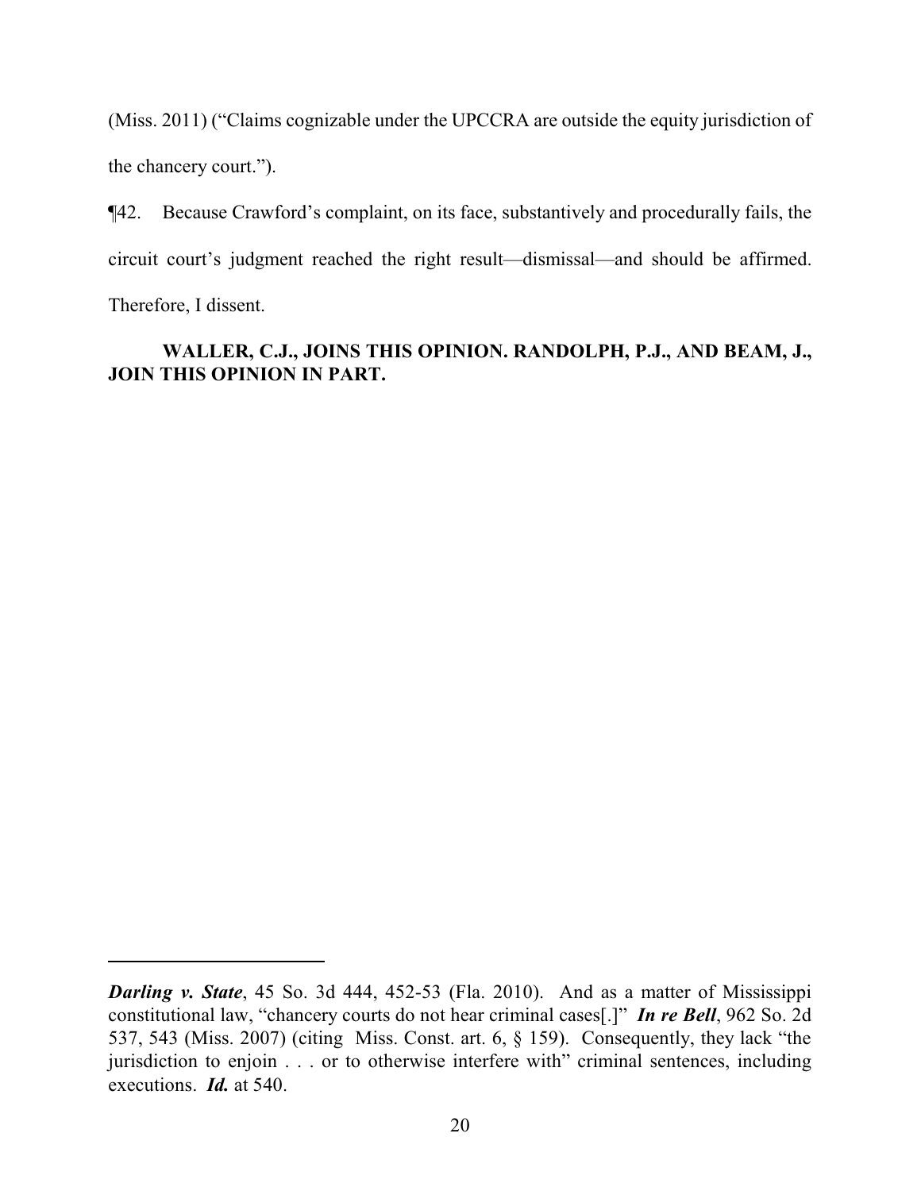(Miss. 2011) ("Claims cognizable under the UPCCRA are outside the equity jurisdiction of the chancery court.").

¶42. Because Crawford's complaint, on its face, substantively and procedurally fails, the circuit court's judgment reached the right result—dismissal—and should be affirmed. Therefore, I dissent.

**WALLER, C.J., JOINS THIS OPINION. RANDOLPH, P.J., AND BEAM, J., JOIN THIS OPINION IN PART.**

---

***Darling v. State***, 45 So. 3d 444, 452-53 (Fla. 2010). And as a matter of Mississippi constitutional law, "chancery courts do not hear criminal cases[.]" ***In re Bell***, 962 So. 2d 537, 543 (Miss. 2007) (citing Miss. Const. art. 6, § 159). Consequently, they lack "the jurisdiction to enjoin . . . or to otherwise interfere with" criminal sentences, including executions. ***Id.*** at 540.